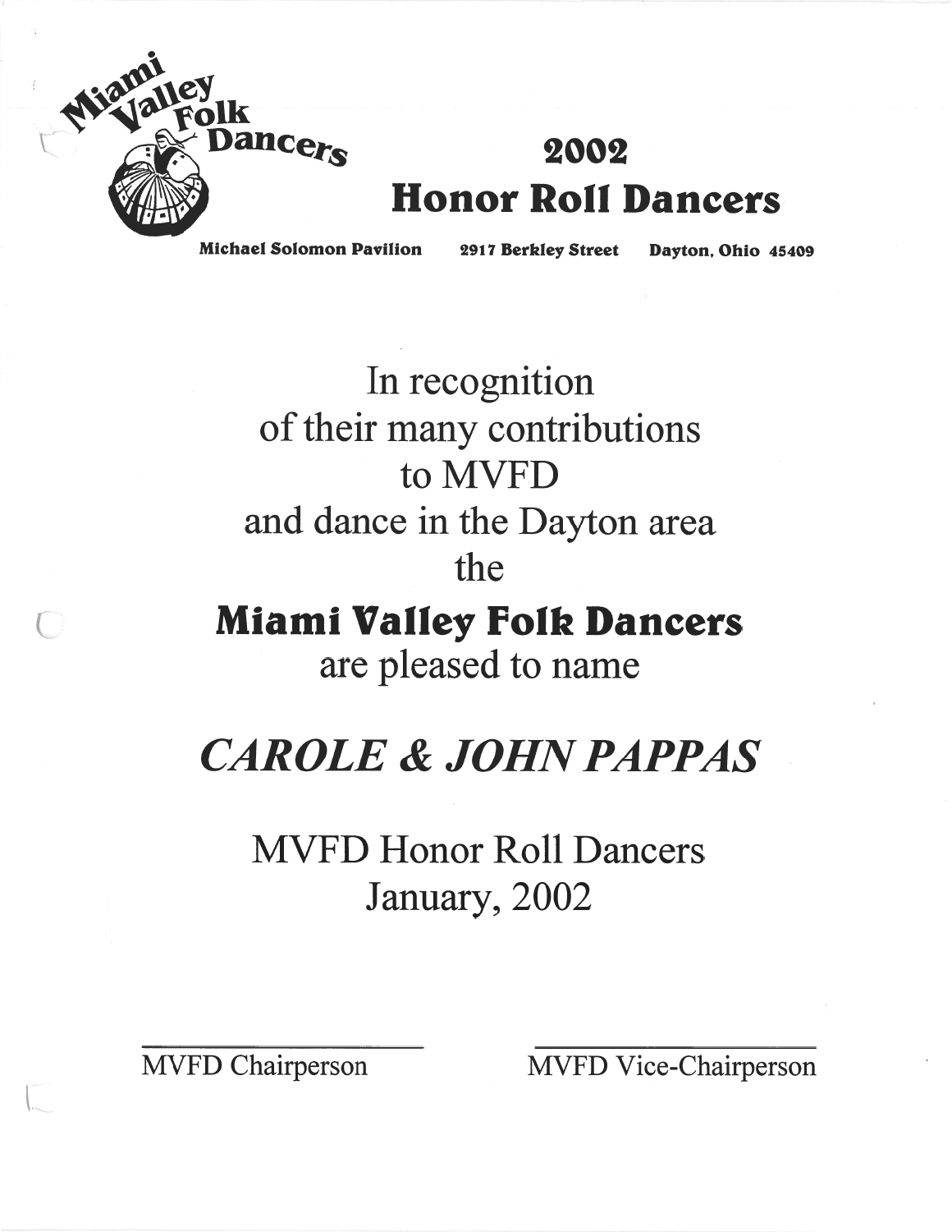Miami Valley Folk Dancers

# 2002 Honor Roll Dancers

**Michael Solomon Pavilion** **2917 Berkley Street** **Dayton, Ohio 45409**

In recognition
of their many contributions
to MVFD
and dance in the Dayton area
the

**Miami Valley Folk Dancers**
are pleased to name

## *CAROLE & JOHN PAPPAS*

MVFD Honor Roll Dancers
January, 2002

MVFD Chairperson

MVFD Vice-Chairperson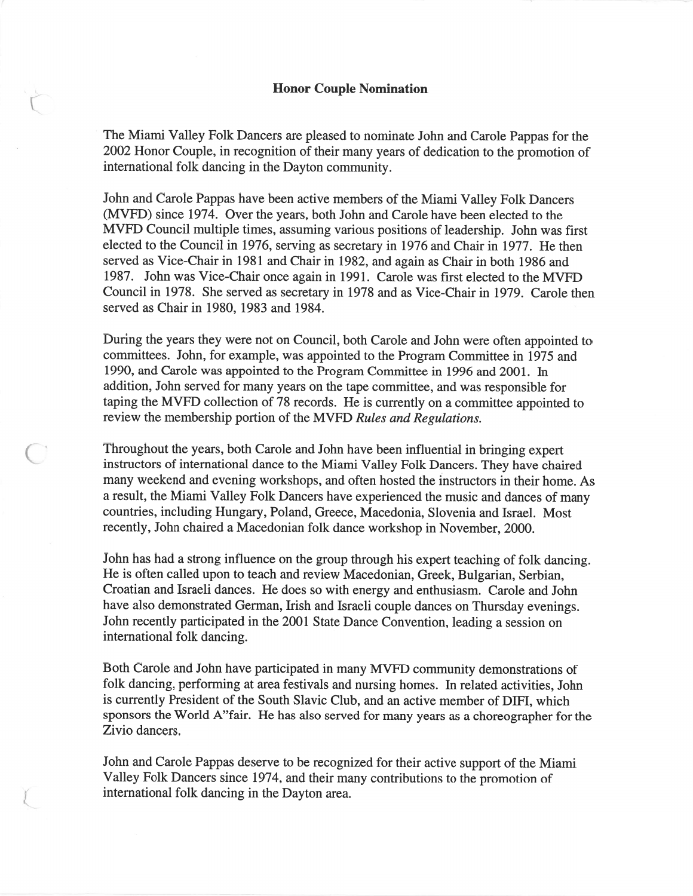**Honor Couple Nomination**

The Miami Valley Folk Dancers are pleased to nominate John and Carole Pappas for the 2002 Honor Couple, in recognition of their many years of dedication to the promotion of international folk dancing in the Dayton community.

John and Carole Pappas have been active members of the Miami Valley Folk Dancers (MVFD) since 1974. Over the years, both John and Carole have been elected to the MVFD Council multiple times, assuming various positions of leadership. John was first elected to the Council in 1976, serving as secretary in 1976 and Chair in 1977. He then served as Vice-Chair in 1981 and Chair in 1982, and again as Chair in both 1986 and 1987. John was Vice-Chair once again in 1991. Carole was first elected to the MVFD Council in 1978. She served as secretary in 1978 and as Vice-Chair in 1979. Carole then served as Chair in 1980, 1983 and 1984.

During the years they were not on Council, both Carole and John were often appointed to committees. John, for example, was appointed to the Program Committee in 1975 and 1990, and Carole was appointed to the Program Committee in 1996 and 2001. In addition, John served for many years on the tape committee, and was responsible for taping the MVFD collection of 78 records. He is currently on a committee appointed to review the membership portion of the MVFD *Rules and Regulations.*

Throughout the years, both Carole and John have been influential in bringing expert instructors of international dance to the Miami Valley Folk Dancers. They have chaired many weekend and evening workshops, and often hosted the instructors in their home. As a result, the Miami Valley Folk Dancers have experienced the music and dances of many countries, including Hungary, Poland, Greece, Macedonia, Slovenia and Israel. Most recently, John chaired a Macedonian folk dance workshop in November, 2000.

John has had a strong influence on the group through his expert teaching of folk dancing. He is often called upon to teach and review Macedonian, Greek, Bulgarian, Serbian, Croatian and Israeli dances. He does so with energy and enthusiasm. Carole and John have also demonstrated German, Irish and Israeli couple dances on Thursday evenings. John recently participated in the 2001 State Dance Convention, leading a session on international folk dancing.

Both Carole and John have participated in many MVFD community demonstrations of folk dancing, performing at area festivals and nursing homes. In related activities, John is currently President of the South Slavic Club, and an active member of DIFI, which sponsors the World A"fair. He has also served for many years as a choreographer for the Zivio dancers.

John and Carole Pappas deserve to be recognized for their active support of the Miami Valley Folk Dancers since 1974, and their many contributions to the promotion of international folk dancing in the Dayton area.